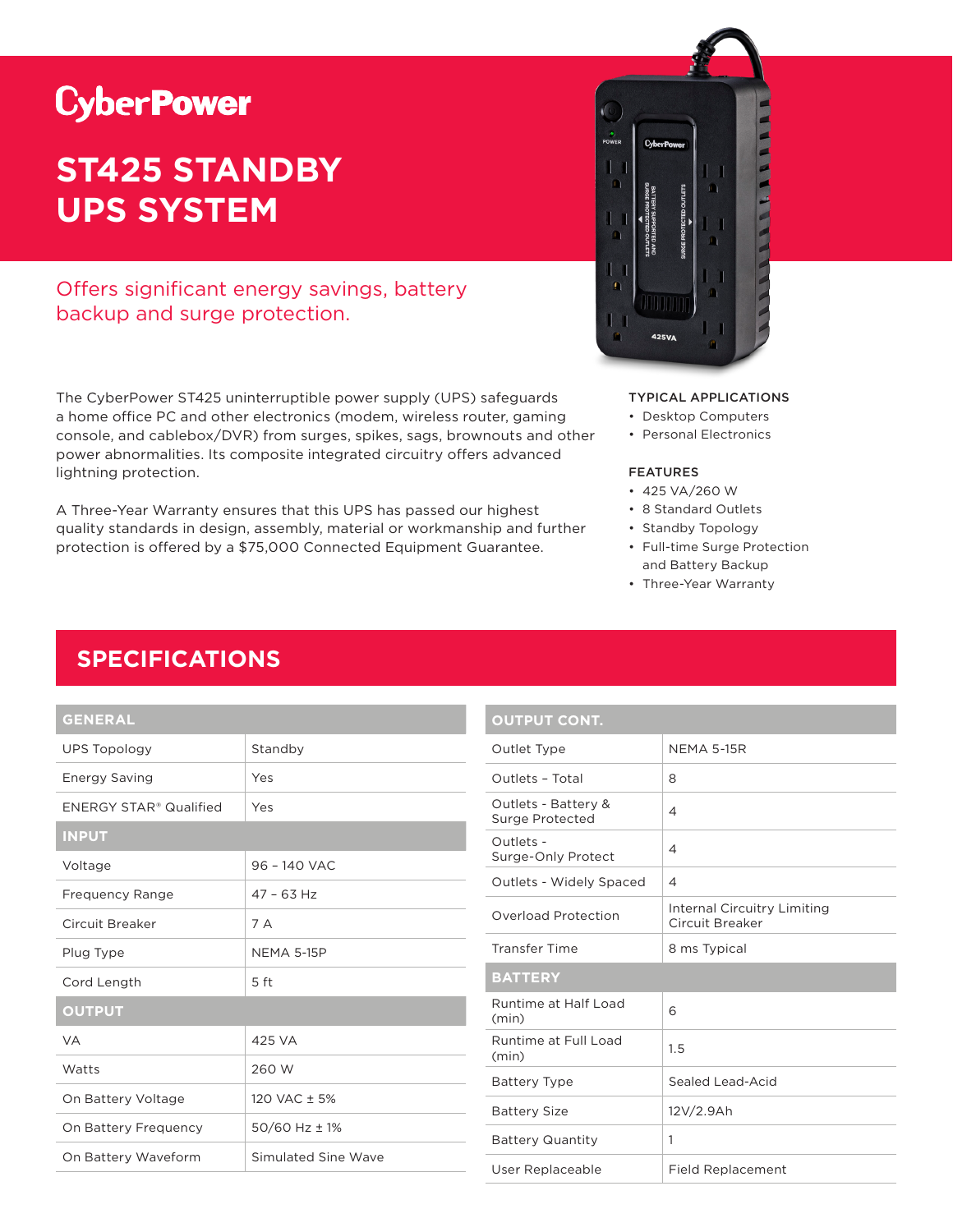# CyberPower

# ST425 STANDBY UPS SYSTEM

Offers significant energy savings, battery backup and surge protection.

The CyberPower ST425 uninterruptible power supply (UPS) safeguards a home office PC and other electronics (modem, wireless router, gaming console, and cablebox/DVR) from surges, spikes, sags, brownouts and other power abnormalities. Its composite integrated circuitry offers advanced lightning protection.

A Three-Year Warranty ensures that this UPS has passed our highest quality standards in design, assembly, material or workmanship and further protection is offered by a $75,000 Connected Equipment Guarantee.

### TYPICAL APPLICATIONS

- Desktop Computers
- Personal Electronics

### FEATURES

- 425 VA/260 W
- 8 Standard Outlets
- Standby Topology
- Full-time Surge Protection and Battery Backup
- Three-Year Warranty

## SPECIFICATIONS

| GENERAL | |
|---|---|
| UPS Topology | Standby |
| Energy Saving | Yes |
| ENERGY STAR® Qualified | Yes |
| **INPUT** | |
| Voltage | 96 – 140 VAC |
| Frequency Range | 47 – 63 Hz |
| Circuit Breaker | 7 A |
| Plug Type | NEMA 5-15P |
| Cord Length | 5 ft |
| **OUTPUT** | |
| VA | 425 VA |
| Watts | 260 W |
| On Battery Voltage | 120 VAC ± 5% |
| On Battery Frequency | 50/60 Hz ± 1% |
| On Battery Waveform | Simulated Sine Wave |

| OUTPUT CONT. | |
|---|---|
| Outlet Type | NEMA 5-15R |
| Outlets – Total | 8 |
| Outlets - Battery & Surge Protected | 4 |
| Outlets - Surge-Only Protect | 4 |
| Outlets - Widely Spaced | 4 |
| Overload Protection | Internal Circuitry Limiting Circuit Breaker |
| Transfer Time | 8 ms Typical |
| **BATTERY** | |
| Runtime at Half Load (min) | 6 |
| Runtime at Full Load (min) | 1.5 |
| Battery Type | Sealed Lead-Acid |
| Battery Size | 12V/2.9Ah |
| Battery Quantity | 1 |
| User Replaceable | Field Replacement |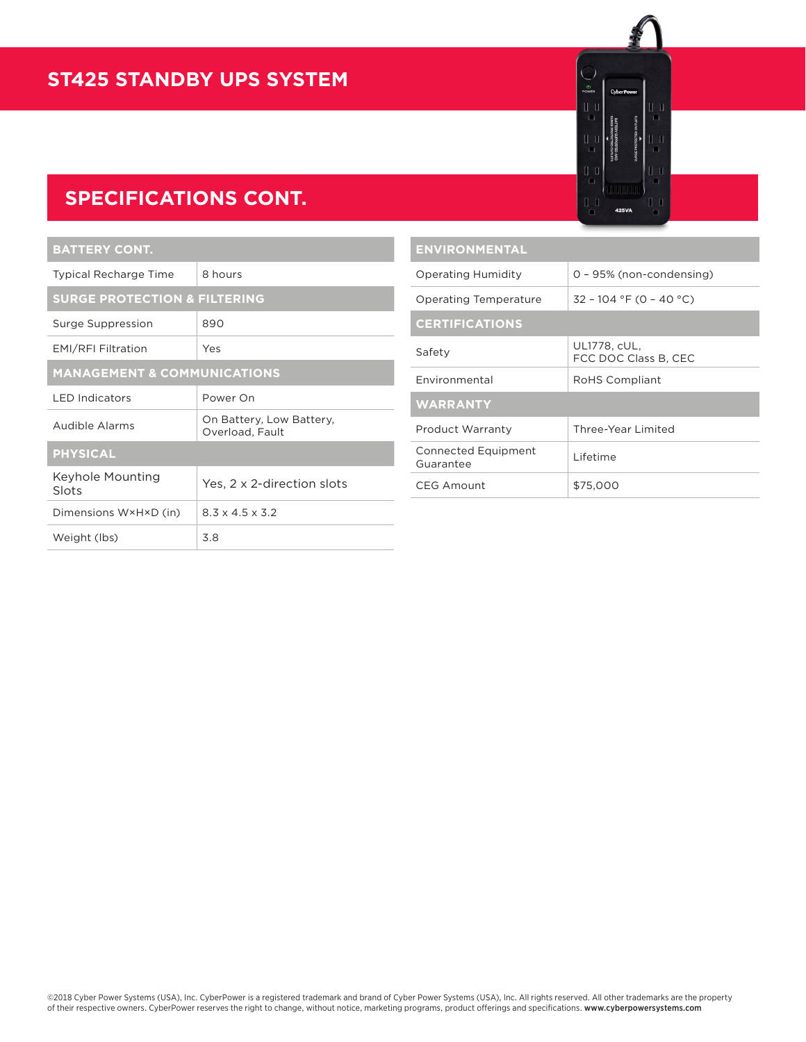# ST425 STANDBY UPS SYSTEM

## SPECIFICATIONS CONT.

| | |
|---|---|
| **BATTERY CONT.** | |
| Typical Recharge Time | 8 hours |
| **SURGE PROTECTION & FILTERING** | |
| Surge Suppression | 890 |
| EMI/RFI Filtration | Yes |
| **MANAGEMENT & COMMUNICATIONS** | |
| LED Indicators | Power On |
| Audible Alarms | On Battery, Low Battery, Overload, Fault |
| **PHYSICAL** | |
| Keyhole Mounting Slots | Yes, 2 x 2-direction slots |
| Dimensions W×H×D (in) | 8.3 x 4.5 x 3.2 |
| Weight (lbs) | 3.8 |

| | |
|---|---|
| **ENVIRONMENTAL** | |
| Operating Humidity | 0 – 95% (non-condensing) |
| Operating Temperature | 32 – 104 °F (0 – 40 °C) |
| **CERTIFICATIONS** | |
| Safety | UL1778, cUL, FCC DOC Class B, CEC |
| Environmental | RoHS Compliant |
| **WARRANTY** | |
| Product Warranty | Three-Year Limited |
| Connected Equipment Guarantee | Lifetime |
| CEG Amount | $75,000 |

©2018 Cyber Power Systems (USA), Inc. CyberPower is a registered trademark and brand of Cyber Power Systems (USA), Inc. All rights reserved. All other trademarks are the property of their respective owners. CyberPower reserves the right to change, without notice, marketing programs, product offerings and specifications. **www.cyberpowersystems.com**